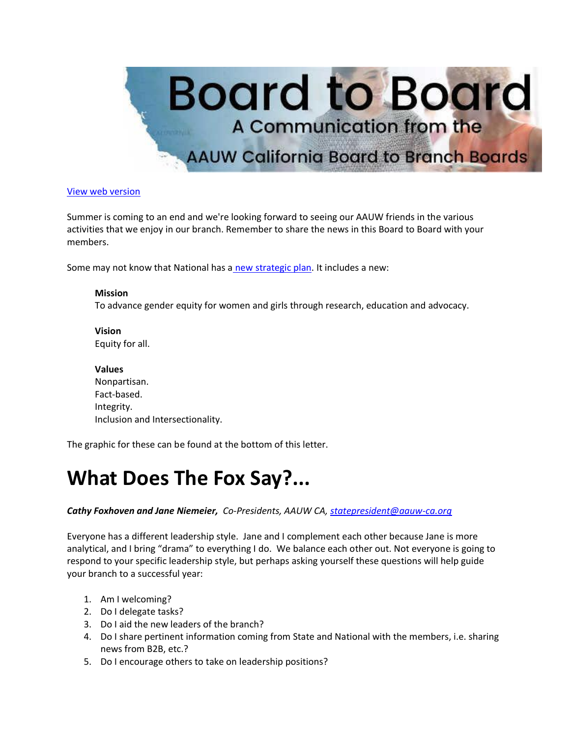# Board to Board

## A Communication from the AAUW California Board to Branch Boards

View web version

Summer is coming to an end and we're looking forward to seeing our AAUW friends in the various activities that we enjoy in our branch. Remember to share the news in this Board to Board with your members.

Some may not know that National has a new strategic plan. It includes a new:

> **Mission**
> To advance gender equity for women and girls through research, education and advocacy.
>
> **Vision**
> Equity for all.
>
> **Values**
> Nonpartisan.
> Fact-based.
> Integrity.
> Inclusion and Intersectionality.

The graphic for these can be found at the bottom of this letter.

# What Does The Fox Say?...

***Cathy Foxhoven and Jane Niemeier,*** *Co-Presidents, AAUW CA, statepresident@aauw-ca.org*

Everyone has a different leadership style. Jane and I complement each other because Jane is more analytical, and I bring "drama" to everything I do. We balance each other out. Not everyone is going to respond to your specific leadership style, but perhaps asking yourself these questions will help guide your branch to a successful year:

1. Am I welcoming?
2. Do I delegate tasks?
3. Do I aid the new leaders of the branch?
4. Do I share pertinent information coming from State and National with the members, i.e. sharing news from B2B, etc.?
5. Do I encourage others to take on leadership positions?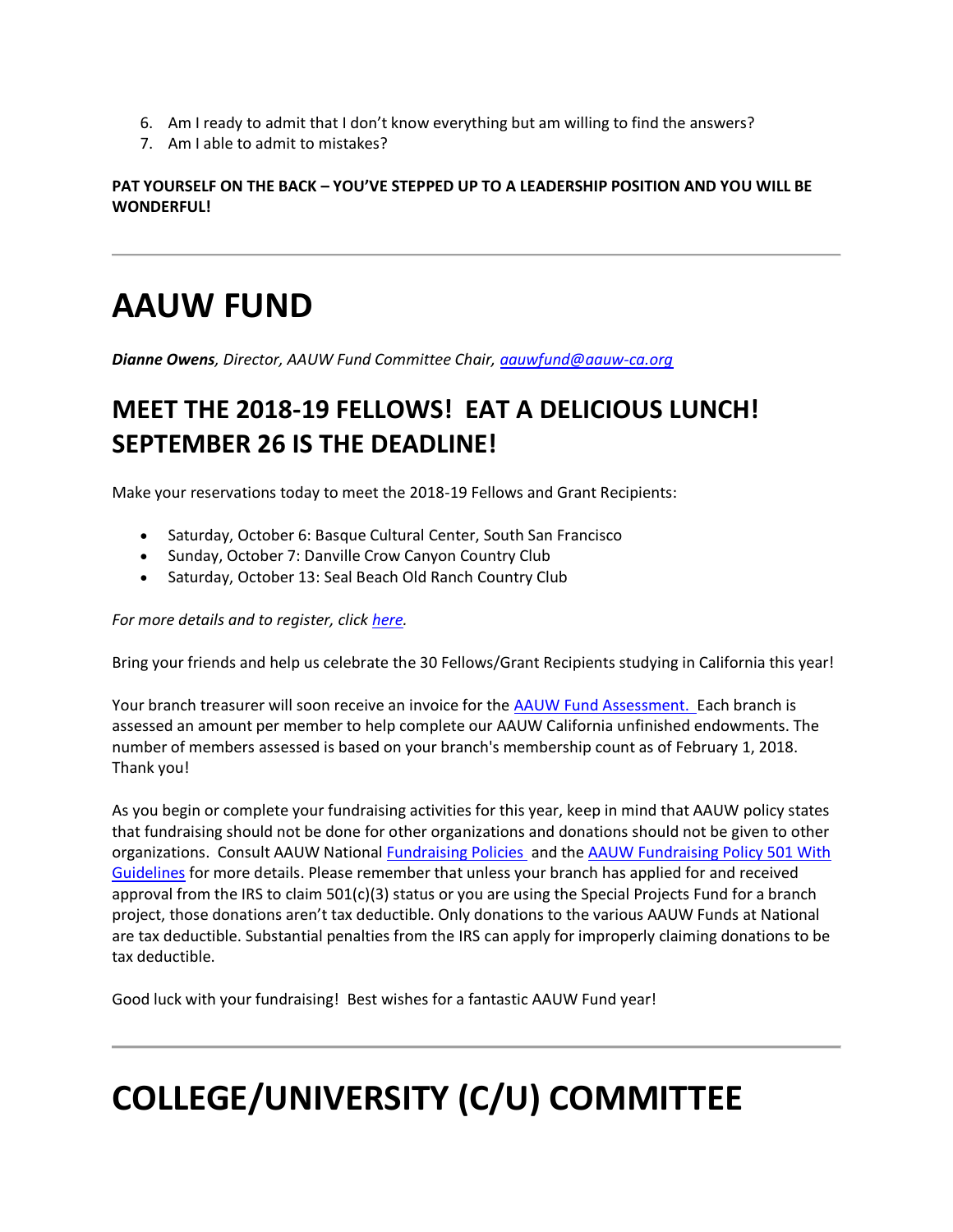6. Am I ready to admit that I don't know everything but am willing to find the answers?
7. Am I able to admit to mistakes?

**PAT YOURSELF ON THE BACK – YOU'VE STEPPED UP TO A LEADERSHIP POSITION AND YOU WILL BE WONDERFUL!**

---

# AAUW FUND

***Dianne Owens**, Director, AAUW Fund Committee Chair, [aauwfund@aauw-ca.org](mailto:aauwfund@aauw-ca.org)*

## MEET THE 2018-19 FELLOWS! EAT A DELICIOUS LUNCH! SEPTEMBER 26 IS THE DEADLINE!

Make your reservations today to meet the 2018-19 Fellows and Grant Recipients:

- Saturday, October 6: Basque Cultural Center, South San Francisco
- Sunday, October 7: Danville Crow Canyon Country Club
- Saturday, October 13: Seal Beach Old Ranch Country Club

*For more details and to register, click [here](#).*

Bring your friends and help us celebrate the 30 Fellows/Grant Recipients studying in California this year!

Your branch treasurer will soon receive an invoice for the [AAUW Fund Assessment.](#) Each branch is assessed an amount per member to help complete our AAUW California unfinished endowments. The number of members assessed is based on your branch's membership count as of February 1, 2018. Thank you!

As you begin or complete your fundraising activities for this year, keep in mind that AAUW policy states that fundraising should not be done for other organizations and donations should not be given to other organizations. Consult AAUW National [Fundraising Policies](#) and the [AAUW Fundraising Policy 501 With Guidelines](#) for more details. Please remember that unless your branch has applied for and received approval from the IRS to claim 501(c)(3) status or you are using the Special Projects Fund for a branch project, those donations aren't tax deductible. Only donations to the various AAUW Funds at National are tax deductible. Substantial penalties from the IRS can apply for improperly claiming donations to be tax deductible.

Good luck with your fundraising! Best wishes for a fantastic AAUW Fund year!

---

# COLLEGE/UNIVERSITY (C/U) COMMITTEE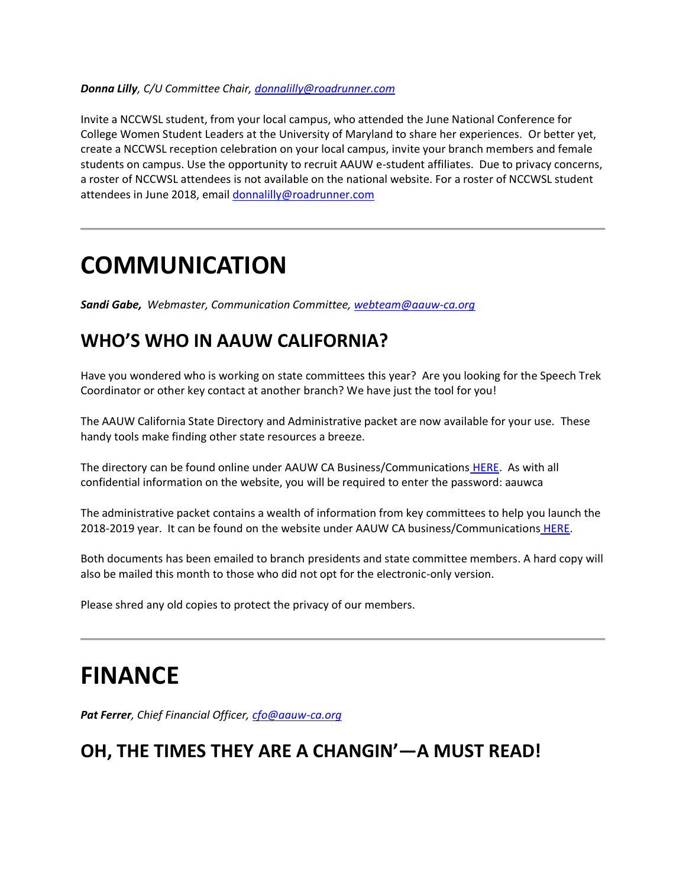***Donna Lilly**, C/U Committee Chair, [donnalilly@roadrunner.com](mailto:donnalilly@roadrunner.com)*

Invite a NCCWSL student, from your local campus, who attended the June National Conference for College Women Student Leaders at the University of Maryland to share her experiences. Or better yet, create a NCCWSL reception celebration on your local campus, invite your branch members and female students on campus. Use the opportunity to recruit AAUW e-student affiliates. Due to privacy concerns, a roster of NCCWSL attendees is not available on the national website. For a roster of NCCWSL student attendees in June 2018, email [donnalilly@roadrunner.com](mailto:donnalilly@roadrunner.com)

---

# COMMUNICATION

***Sandi Gabe,** Webmaster, Communication Committee, [webteam@aauw-ca.org](mailto:webteam@aauw-ca.org)*

## WHO'S WHO IN AAUW CALIFORNIA?

Have you wondered who is working on state committees this year? Are you looking for the Speech Trek Coordinator or other key contact at another branch? We have just the tool for you!

The AAUW California State Directory and Administrative packet are now available for your use. These handy tools make finding other state resources a breeze.

The directory can be found online under AAUW CA Business/Communications [HERE](). As with all confidential information on the website, you will be required to enter the password: aauwca

The administrative packet contains a wealth of information from key committees to help you launch the 2018-2019 year. It can be found on the website under AAUW CA business/Communications [HERE]().

Both documents has been emailed to branch presidents and state committee members. A hard copy will also be mailed this month to those who did not opt for the electronic-only version.

Please shred any old copies to protect the privacy of our members.

---

# FINANCE

***Pat Ferrer**, Chief Financial Officer, [cfo@aauw-ca.org](mailto:cfo@aauw-ca.org)*

## OH, THE TIMES THEY ARE A CHANGIN'—A MUST READ!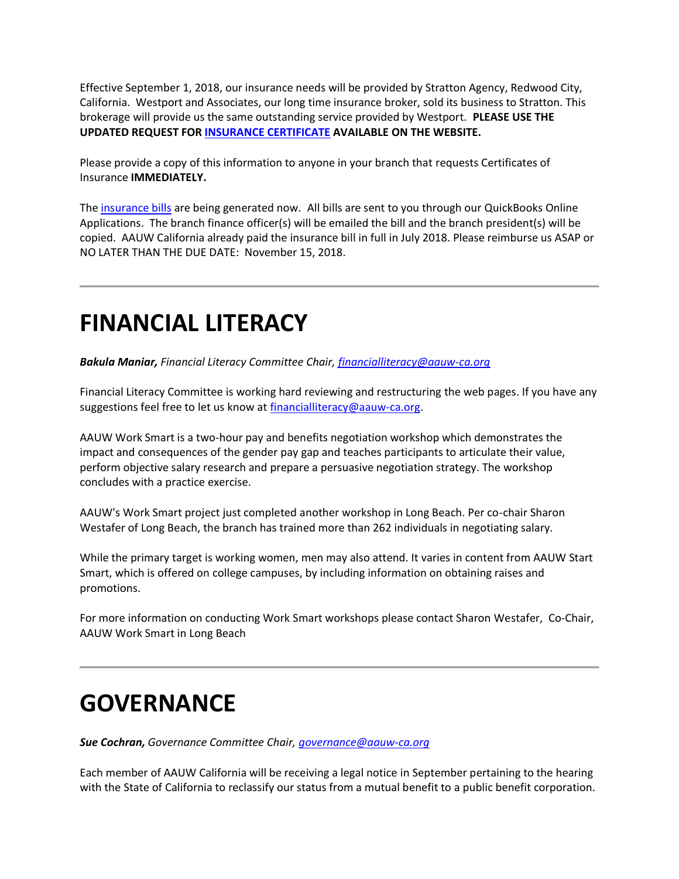Effective September 1, 2018, our insurance needs will be provided by Stratton Agency, Redwood City, California. Westport and Associates, our long time insurance broker, sold its business to Stratton. This brokerage will provide us the same outstanding service provided by Westport. **PLEASE USE THE UPDATED REQUEST FOR INSURANCE CERTIFICATE AVAILABLE ON THE WEBSITE.**

Please provide a copy of this information to anyone in your branch that requests Certificates of Insurance **IMMEDIATELY.**

The insurance bills are being generated now. All bills are sent to you through our QuickBooks Online Applications. The branch finance officer(s) will be emailed the bill and the branch president(s) will be copied. AAUW California already paid the insurance bill in full in July 2018. Please reimburse us ASAP or NO LATER THAN THE DUE DATE: November 15, 2018.

---

# FINANCIAL LITERACY

***Bakula Maniar,*** *Financial Literacy Committee Chair, financialliteracy@aauw-ca.org*

Financial Literacy Committee is working hard reviewing and restructuring the web pages. If you have any suggestions feel free to let us know at financialliteracy@aauw-ca.org.

AAUW Work Smart is a two-hour pay and benefits negotiation workshop which demonstrates the impact and consequences of the gender pay gap and teaches participants to articulate their value, perform objective salary research and prepare a persuasive negotiation strategy. The workshop concludes with a practice exercise.

AAUW's Work Smart project just completed another workshop in Long Beach. Per co-chair Sharon Westafer of Long Beach, the branch has trained more than 262 individuals in negotiating salary.

While the primary target is working women, men may also attend. It varies in content from AAUW Start Smart, which is offered on college campuses, by including information on obtaining raises and promotions.

For more information on conducting Work Smart workshops please contact Sharon Westafer, Co-Chair, AAUW Work Smart in Long Beach

---

# GOVERNANCE

***Sue Cochran,*** *Governance Committee Chair, governance@aauw-ca.org*

Each member of AAUW California will be receiving a legal notice in September pertaining to the hearing with the State of California to reclassify our status from a mutual benefit to a public benefit corporation.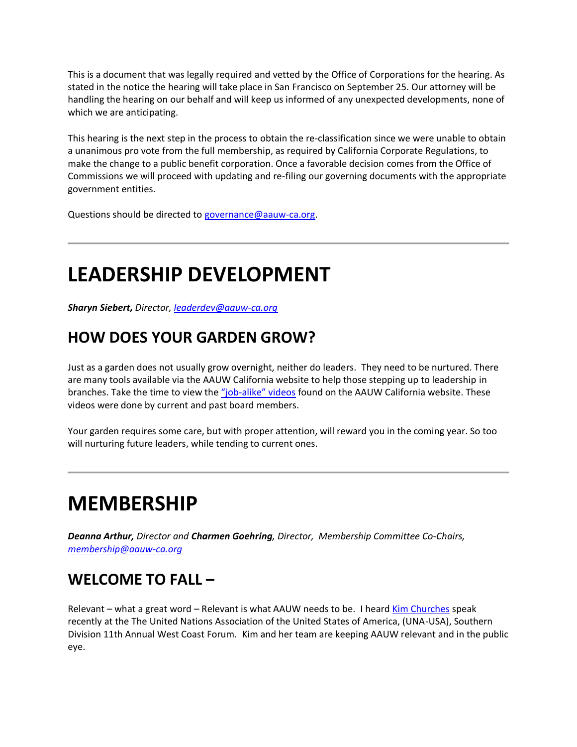This is a document that was legally required and vetted by the Office of Corporations for the hearing. As stated in the notice the hearing will take place in San Francisco on September 25. Our attorney will be handling the hearing on our behalf and will keep us informed of any unexpected developments, none of which we are anticipating.

This hearing is the next step in the process to obtain the re-classification since we were unable to obtain a unanimous pro vote from the full membership, as required by California Corporate Regulations, to make the change to a public benefit corporation. Once a favorable decision comes from the Office of Commissions we will proceed with updating and re-filing our governing documents with the appropriate government entities.

Questions should be directed to governance@aauw-ca.org.

---

# LEADERSHIP DEVELOPMENT

***Sharyn Siebert,** Director, leaderdev@aauw-ca.org*

## HOW DOES YOUR GARDEN GROW?

Just as a garden does not usually grow overnight, neither do leaders. They need to be nurtured. There are many tools available via the AAUW California website to help those stepping up to leadership in branches. Take the time to view the "job-alike" videos found on the AAUW California website. These videos were done by current and past board members.

Your garden requires some care, but with proper attention, will reward you in the coming year. So too will nurturing future leaders, while tending to current ones.

---

# MEMBERSHIP

***Deanna Arthur,** Director and **Charmen Goehring**, Director, Membership Committee Co-Chairs, membership@aauw-ca.org*

## WELCOME TO FALL –

Relevant – what a great word – Relevant is what AAUW needs to be. I heard Kim Churches speak recently at the The United Nations Association of the United States of America, (UNA-USA), Southern Division 11th Annual West Coast Forum. Kim and her team are keeping AAUW relevant and in the public eye.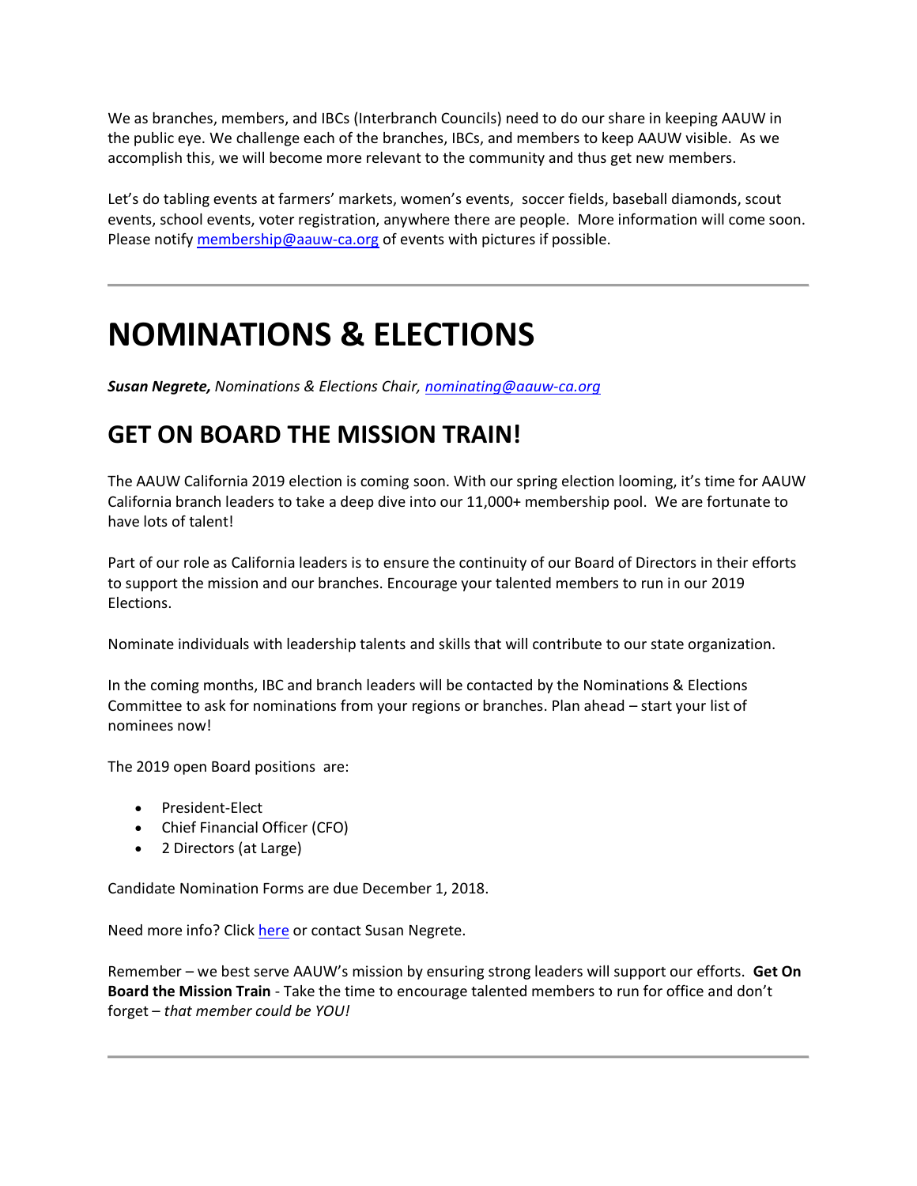We as branches, members, and IBCs (Interbranch Councils) need to do our share in keeping AAUW in the public eye. We challenge each of the branches, IBCs, and members to keep AAUW visible. As we accomplish this, we will become more relevant to the community and thus get new members.

Let's do tabling events at farmers' markets, women's events, soccer fields, baseball diamonds, scout events, school events, voter registration, anywhere there are people. More information will come soon. Please notify membership@aauw-ca.org of events with pictures if possible.

---

# NOMINATIONS & ELECTIONS

***Susan Negrete,*** *Nominations & Elections Chair, nominating@aauw-ca.org*

## GET ON BOARD THE MISSION TRAIN!

The AAUW California 2019 election is coming soon. With our spring election looming, it's time for AAUW California branch leaders to take a deep dive into our 11,000+ membership pool. We are fortunate to have lots of talent!

Part of our role as California leaders is to ensure the continuity of our Board of Directors in their efforts to support the mission and our branches. Encourage your talented members to run in our 2019 Elections.

Nominate individuals with leadership talents and skills that will contribute to our state organization.

In the coming months, IBC and branch leaders will be contacted by the Nominations & Elections Committee to ask for nominations from your regions or branches. Plan ahead – start your list of nominees now!

The 2019 open Board positions are:

- President-Elect
- Chief Financial Officer (CFO)
- 2 Directors (at Large)

Candidate Nomination Forms are due December 1, 2018.

Need more info? Click here or contact Susan Negrete.

Remember – we best serve AAUW's mission by ensuring strong leaders will support our efforts. **Get On Board the Mission Train** - Take the time to encourage talented members to run for office and don't forget – *that member could be YOU!*

---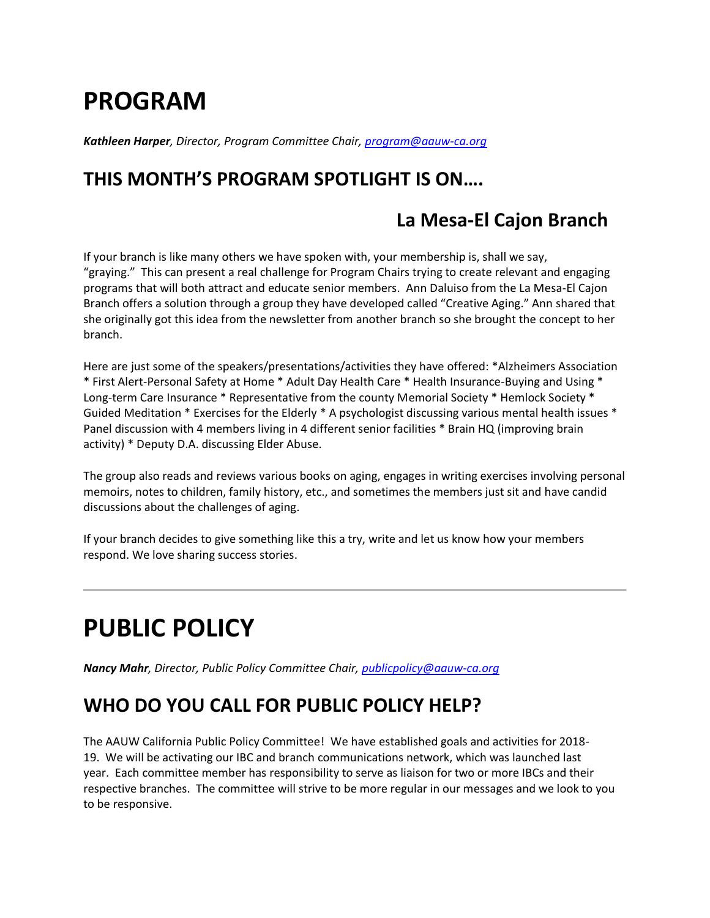# PROGRAM

***Kathleen Harper**, Director, Program Committee Chair, program@aauw-ca.org*

## THIS MONTH'S PROGRAM SPOTLIGHT IS ON….

### La Mesa-El Cajon Branch

If your branch is like many others we have spoken with, your membership is, shall we say, "graying." This can present a real challenge for Program Chairs trying to create relevant and engaging programs that will both attract and educate senior members. Ann Daluiso from the La Mesa-El Cajon Branch offers a solution through a group they have developed called "Creative Aging." Ann shared that she originally got this idea from the newsletter from another branch so she brought the concept to her branch.

Here are just some of the speakers/presentations/activities they have offered: *Alzheimers Association * First Alert-Personal Safety at Home * Adult Day Health Care * Health Insurance-Buying and Using * Long-term Care Insurance * Representative from the county Memorial Society * Hemlock Society * Guided Meditation * Exercises for the Elderly * A psychologist discussing various mental health issues * Panel discussion with 4 members living in 4 different senior facilities * Brain HQ (improving brain activity) * Deputy D.A. discussing Elder Abuse.

The group also reads and reviews various books on aging, engages in writing exercises involving personal memoirs, notes to children, family history, etc., and sometimes the members just sit and have candid discussions about the challenges of aging.

If your branch decides to give something like this a try, write and let us know how your members respond. We love sharing success stories.

---

# PUBLIC POLICY

***Nancy Mahr**, Director, Public Policy Committee Chair, publicpolicy@aauw-ca.org*

## WHO DO YOU CALL FOR PUBLIC POLICY HELP?

The AAUW California Public Policy Committee! We have established goals and activities for 2018-19. We will be activating our IBC and branch communications network, which was launched last year. Each committee member has responsibility to serve as liaison for two or more IBCs and their respective branches. The committee will strive to be more regular in our messages and we look to you to be responsive.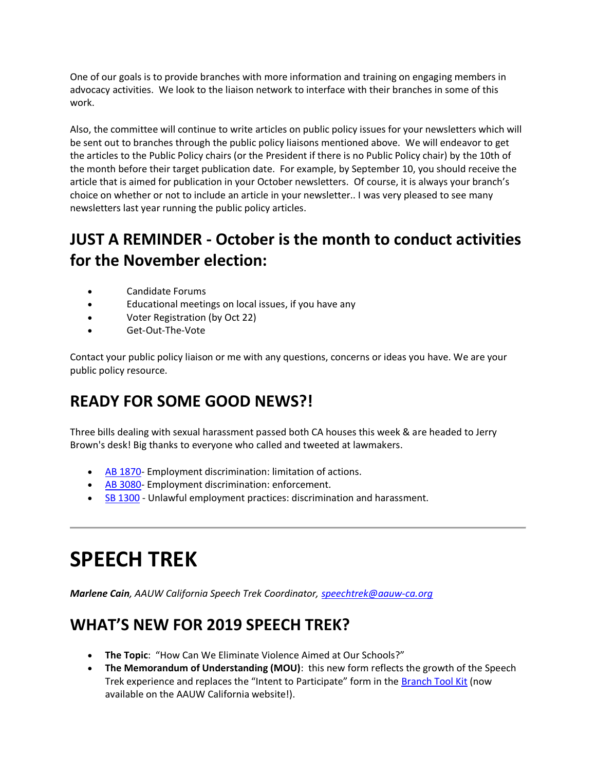One of our goals is to provide branches with more information and training on engaging members in advocacy activities. We look to the liaison network to interface with their branches in some of this work.

Also, the committee will continue to write articles on public policy issues for your newsletters which will be sent out to branches through the public policy liaisons mentioned above. We will endeavor to get the articles to the Public Policy chairs (or the President if there is no Public Policy chair) by the 10th of the month before their target publication date. For example, by September 10, you should receive the article that is aimed for publication in your October newsletters. Of course, it is always your branch's choice on whether or not to include an article in your newsletter.. I was very pleased to see many newsletters last year running the public policy articles.

## JUST A REMINDER - October is the month to conduct activities for the November election:

- Candidate Forums
- Educational meetings on local issues, if you have any
- Voter Registration (by Oct 22)
- Get-Out-The-Vote

Contact your public policy liaison or me with any questions, concerns or ideas you have. We are your public policy resource.

## READY FOR SOME GOOD NEWS?!

Three bills dealing with sexual harassment passed both CA houses this week & are headed to Jerry Brown's desk! Big thanks to everyone who called and tweeted at lawmakers.

- AB 1870- Employment discrimination: limitation of actions.
- AB 3080- Employment discrimination: enforcement.
- SB 1300 - Unlawful employment practices: discrimination and harassment.

---

# SPEECH TREK

***Marlene Cain**, AAUW California Speech Trek Coordinator, speechtrek@aauw-ca.org*

## WHAT'S NEW FOR 2019 SPEECH TREK?

- **The Topic**: "How Can We Eliminate Violence Aimed at Our Schools?"
- **The Memorandum of Understanding (MOU)**: this new form reflects the growth of the Speech Trek experience and replaces the "Intent to Participate" form in the Branch Tool Kit (now available on the AAUW California website!).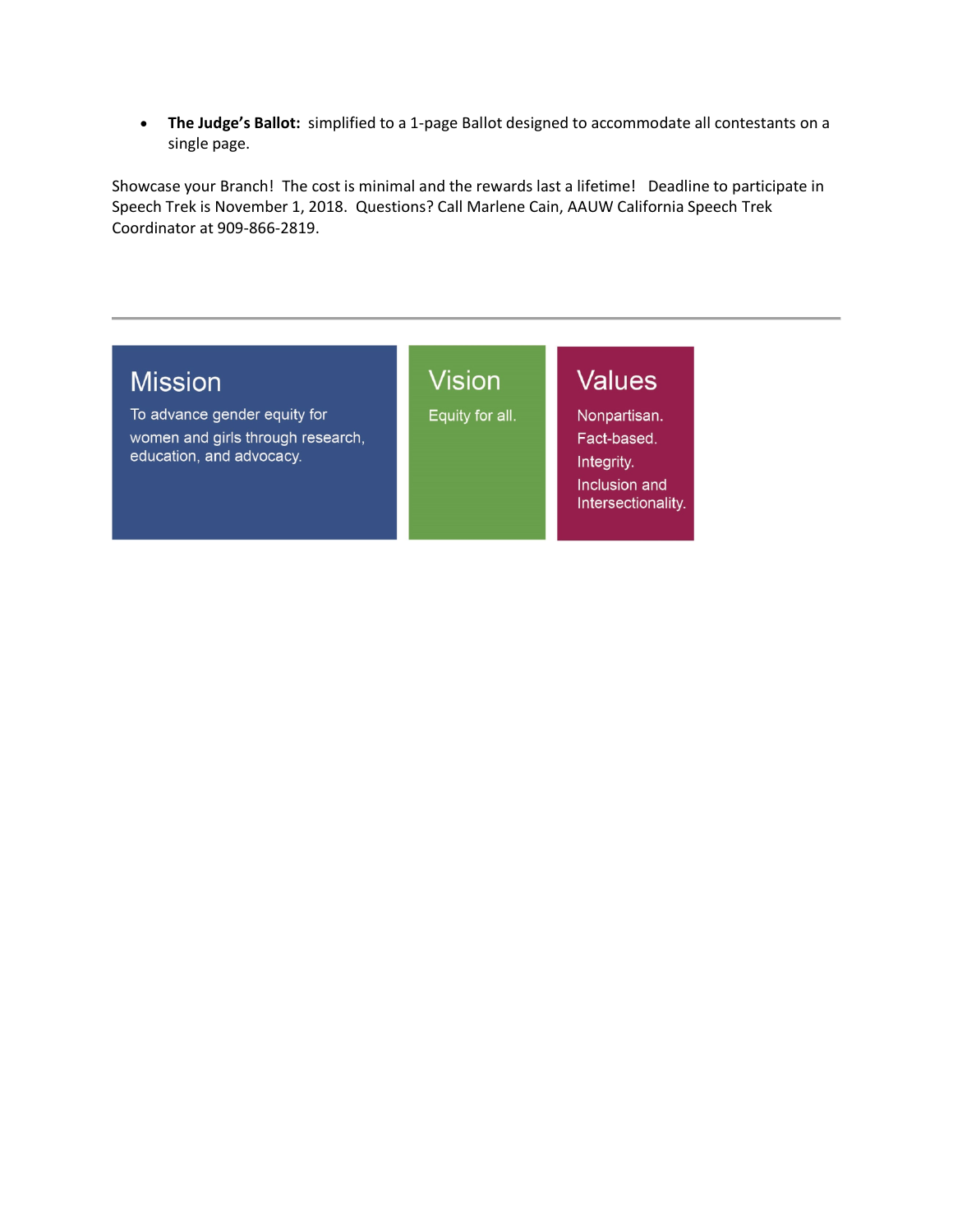- **The Judge's Ballot:** simplified to a 1-page Ballot designed to accommodate all contestants on a single page.

Showcase your Branch! The cost is minimal and the rewards last a lifetime! Deadline to participate in Speech Trek is November 1, 2018. Questions? Call Marlene Cain, AAUW California Speech Trek Coordinator at 909-866-2819.

---

## Mission

To advance gender equity for women and girls through research, education, and advocacy.

## Vision

Equity for all.

## Values

Nonpartisan.
Fact-based.
Integrity.
Inclusion and Intersectionality.